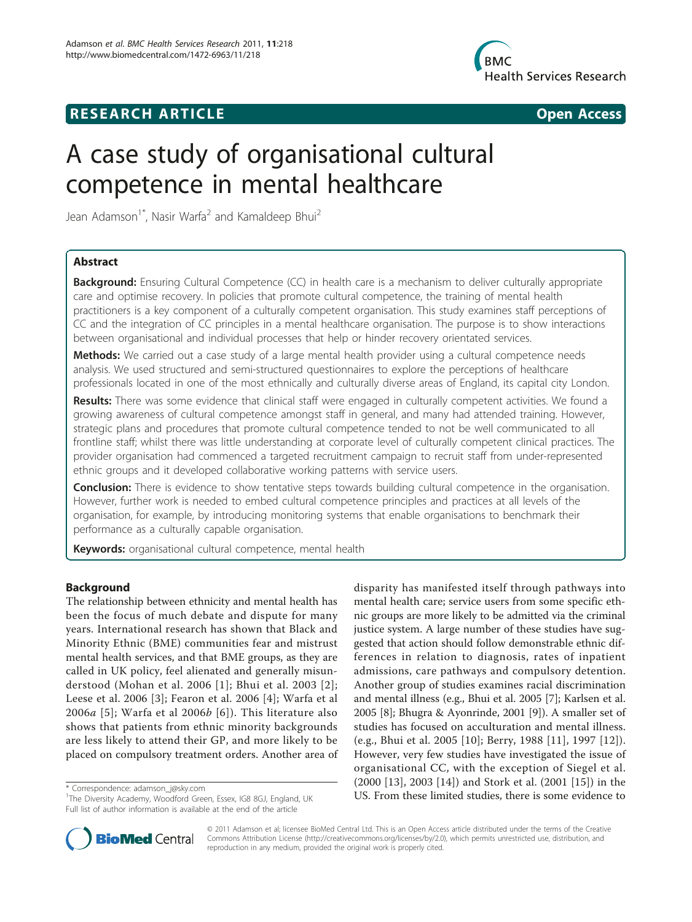# A case study of organisational cultural competence in mental healthcare

Jean Adamson[1*], Nasir Warfa[2] and Kamaldeep Bhui[2]

## Abstract

**Background:** Ensuring Cultural Competence (CC) in health care is a mechanism to deliver culturally appropriate care and optimise recovery. In policies that promote cultural competence, the training of mental health practitioners is a key component of a culturally competent organisation. This study examines staff perceptions of CC and the integration of CC principles in a mental healthcare organisation. The purpose is to show interactions between organisational and individual processes that help or hinder recovery orientated services.

**Methods:** We carried out a case study of a large mental health provider using a cultural competence needs analysis. We used structured and semi-structured questionnaires to explore the perceptions of healthcare professionals located in one of the most ethnically and culturally diverse areas of England, its capital city London.

**Results:** There was some evidence that clinical staff were engaged in culturally competent activities. We found a growing awareness of cultural competence amongst staff in general, and many had attended training. However, strategic plans and procedures that promote cultural competence tended to not be well communicated to all frontline staff; whilst there was little understanding at corporate level of culturally competent clinical practices. The provider organisation had commenced a targeted recruitment campaign to recruit staff from under-represented ethnic groups and it developed collaborative working patterns with service users.

**Conclusion:** There is evidence to show tentative steps towards building cultural competence in the organisation. However, further work is needed to embed cultural competence principles and practices at all levels of the organisation, for example, by introducing monitoring systems that enable organisations to benchmark their performance as a culturally capable organisation.

**Keywords:** organisational cultural competence, mental health

## Background

The relationship between ethnicity and mental health has been the focus of much debate and dispute for many years. International research has shown that Black and Minority Ethnic (BME) communities fear and mistrust mental health services, and that BME groups, as they are called in UK policy, feel alienated and generally misunderstood (Mohan et al. 2006 [1]; Bhui et al. 2003 [2]; Leese et al. 2006 [3]; Fearon et al. 2006 [4]; Warfa et al 2006*a* [5]; Warfa et al 2006*b* [6]). This literature also shows that patients from ethnic minority backgrounds are less likely to attend their GP, and more likely to be placed on compulsory treatment orders. Another area of disparity has manifested itself through pathways into mental health care; service users from some specific ethnic groups are more likely to be admitted via the criminal justice system. A large number of these studies have suggested that action should follow demonstrable ethnic differences in relation to diagnosis, rates of inpatient admissions, care pathways and compulsory detention. Another group of studies examines racial discrimination and mental illness (e.g., Bhui et al. 2005 [7]; Karlsen et al. 2005 [8]; Bhugra & Ayonrinde, 2001 [9]). A smaller set of studies has focused on acculturation and mental illness. (e.g., Bhui et al. 2005 [10]; Berry, 1988 [11], 1997 [12]). However, very few studies have investigated the issue of organisational CC, with the exception of Siegel et al. (2000 [13], 2003 [14]) and Stork et al. (2001 [15]) in the US. From these limited studies, there is some evidence to

\* Correspondence: adamson_j@sky.com
[1]The Diversity Academy, Woodford Green, Essex, IG8 8GJ, England, UK
Full list of author information is available at the end of the article

© 2011 Adamson et al; licensee BioMed Central Ltd. This is an Open Access article distributed under the terms of the Creative Commons Attribution License (http://creativecommons.org/licenses/by/2.0), which permits unrestricted use, distribution, and reproduction in any medium, provided the original work is properly cited.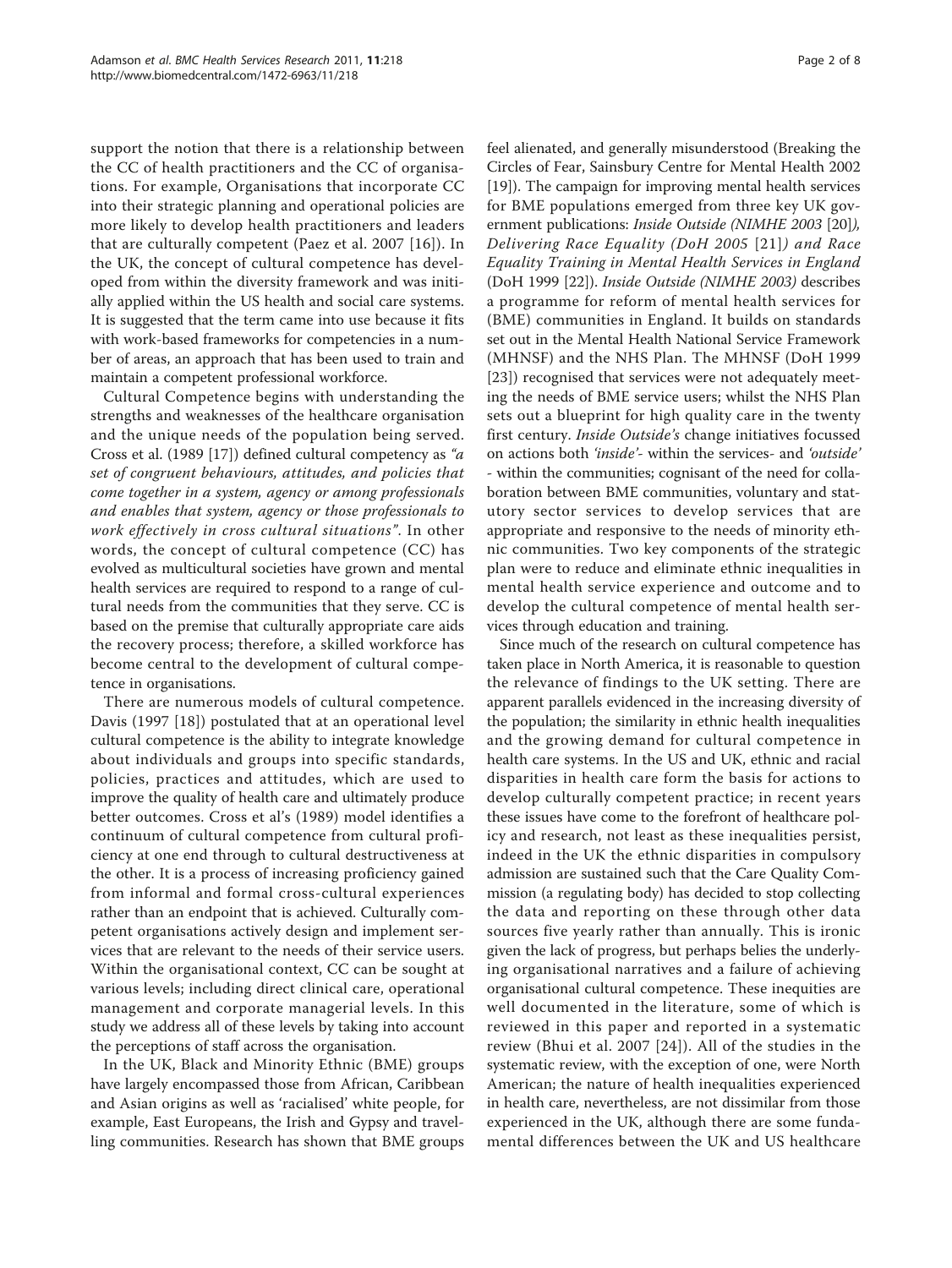support the notion that there is a relationship between the CC of health practitioners and the CC of organisations. For example, Organisations that incorporate CC into their strategic planning and operational policies are more likely to develop health practitioners and leaders that are culturally competent (Paez et al. 2007 [16]). In the UK, the concept of cultural competence has developed from within the diversity framework and was initially applied within the US health and social care systems. It is suggested that the term came into use because it fits with work-based frameworks for competencies in a number of areas, an approach that has been used to train and maintain a competent professional workforce.

Cultural Competence begins with understanding the strengths and weaknesses of the healthcare organisation and the unique needs of the population being served. Cross et al. (1989 [17]) defined cultural competency as *"a set of congruent behaviours, attitudes, and policies that come together in a system, agency or among professionals and enables that system, agency or those professionals to work effectively in cross cultural situations"*. In other words, the concept of cultural competence (CC) has evolved as multicultural societies have grown and mental health services are required to respond to a range of cultural needs from the communities that they serve. CC is based on the premise that culturally appropriate care aids the recovery process; therefore, a skilled workforce has become central to the development of cultural competence in organisations.

There are numerous models of cultural competence. Davis (1997 [18]) postulated that at an operational level cultural competence is the ability to integrate knowledge about individuals and groups into specific standards, policies, practices and attitudes, which are used to improve the quality of health care and ultimately produce better outcomes. Cross et al's (1989) model identifies a continuum of cultural competence from cultural proficiency at one end through to cultural destructiveness at the other. It is a process of increasing proficiency gained from informal and formal cross-cultural experiences rather than an endpoint that is achieved. Culturally competent organisations actively design and implement services that are relevant to the needs of their service users. Within the organisational context, CC can be sought at various levels; including direct clinical care, operational management and corporate managerial levels. In this study we address all of these levels by taking into account the perceptions of staff across the organisation.

In the UK, Black and Minority Ethnic (BME) groups have largely encompassed those from African, Caribbean and Asian origins as well as 'racialised' white people, for example, East Europeans, the Irish and Gypsy and travelling communities. Research has shown that BME groups feel alienated, and generally misunderstood (Breaking the Circles of Fear, Sainsbury Centre for Mental Health 2002 [19]). The campaign for improving mental health services for BME populations emerged from three key UK government publications: *Inside Outside (NIMHE 2003* [20]*), Delivering Race Equality (DoH 2005* [21]*) and Race Equality Training in Mental Health Services in England* (DoH 1999 [22]). *Inside Outside (NIMHE 2003)* describes a programme for reform of mental health services for (BME) communities in England. It builds on standards set out in the Mental Health National Service Framework (MHNSF) and the NHS Plan. The MHNSF (DoH 1999 [23]) recognised that services were not adequately meeting the needs of BME service users; whilst the NHS Plan sets out a blueprint for high quality care in the twenty first century. *Inside Outside's* change initiatives focussed on actions both *'inside'*- within the services- and *'outside'* - within the communities; cognisant of the need for collaboration between BME communities, voluntary and statutory sector services to develop services that are appropriate and responsive to the needs of minority ethnic communities. Two key components of the strategic plan were to reduce and eliminate ethnic inequalities in mental health service experience and outcome and to develop the cultural competence of mental health services through education and training.

Since much of the research on cultural competence has taken place in North America, it is reasonable to question the relevance of findings to the UK setting. There are apparent parallels evidenced in the increasing diversity of the population; the similarity in ethnic health inequalities and the growing demand for cultural competence in health care systems. In the US and UK, ethnic and racial disparities in health care form the basis for actions to develop culturally competent practice; in recent years these issues have come to the forefront of healthcare policy and research, not least as these inequalities persist, indeed in the UK the ethnic disparities in compulsory admission are sustained such that the Care Quality Commission (a regulating body) has decided to stop collecting the data and reporting on these through other data sources five yearly rather than annually. This is ironic given the lack of progress, but perhaps belies the underlying organisational narratives and a failure of achieving organisational cultural competence. These inequities are well documented in the literature, some of which is reviewed in this paper and reported in a systematic review (Bhui et al. 2007 [24]). All of the studies in the systematic review, with the exception of one, were North American; the nature of health inequalities experienced in health care, nevertheless, are not dissimilar from those experienced in the UK, although there are some fundamental differences between the UK and US healthcare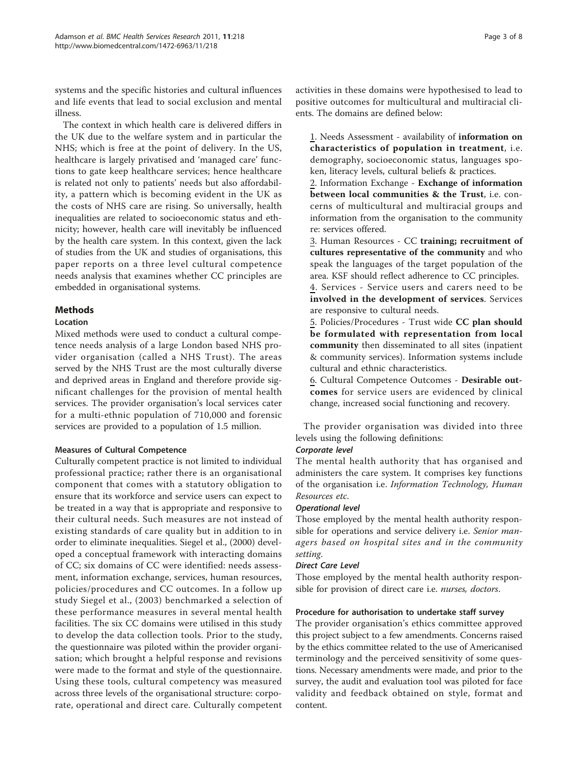systems and the specific histories and cultural influences and life events that lead to social exclusion and mental illness.

The context in which health care is delivered differs in the UK due to the welfare system and in particular the NHS; which is free at the point of delivery. In the US, healthcare is largely privatised and 'managed care' functions to gate keep healthcare services; hence healthcare is related not only to patients' needs but also affordability, a pattern which is becoming evident in the UK as the costs of NHS care are rising. So universally, health inequalities are related to socioeconomic status and ethnicity; however, health care will inevitably be influenced by the health care system. In this context, given the lack of studies from the UK and studies of organisations, this paper reports on a three level cultural competence needs analysis that examines whether CC principles are embedded in organisational systems.

## Methods

### Location

Mixed methods were used to conduct a cultural competence needs analysis of a large London based NHS provider organisation (called a NHS Trust). The areas served by the NHS Trust are the most culturally diverse and deprived areas in England and therefore provide significant challenges for the provision of mental health services. The provider organisation's local services cater for a multi-ethnic population of 710,000 and forensic services are provided to a population of 1.5 million.

#### Measures of Cultural Competence

Culturally competent practice is not limited to individual professional practice; rather there is an organisational component that comes with a statutory obligation to ensure that its workforce and service users can expect to be treated in a way that is appropriate and responsive to their cultural needs. Such measures are not instead of existing standards of care quality but in addition to in order to eliminate inequalities. Siegel et al., (2000) developed a conceptual framework with interacting domains of CC; six domains of CC were identified: needs assessment, information exchange, services, human resources, policies/procedures and CC outcomes. In a follow up study Siegel et al., (2003) benchmarked a selection of these performance measures in several mental health facilities. The six CC domains were utilised in this study to develop the data collection tools. Prior to the study, the questionnaire was piloted within the provider organisation; which brought a helpful response and revisions were made to the format and style of the questionnaire. Using these tools, cultural competency was measured across three levels of the organisational structure: corporate, operational and direct care. Culturally competent activities in these domains were hypothesised to lead to positive outcomes for multicultural and multiracial clients. The domains are defined below:

1. Needs Assessment - availability of **information on characteristics of population in treatment**, i.e. demography, socioeconomic status, languages spoken, literacy levels, cultural beliefs & practices.
2. Information Exchange - **Exchange of information between local communities & the Trust**, i.e. concerns of multicultural and multiracial groups and information from the organisation to the community re: services offered.
3. Human Resources - CC **training; recruitment of cultures representative of the community** and who speak the languages of the target population of the area. KSF should reflect adherence to CC principles.
4. Services - Service users and carers need to be **involved in the development of services**. Services are responsive to cultural needs.
5. Policies/Procedures - Trust wide **CC plan should be formulated with representation from local community** then disseminated to all sites (inpatient & community services). Information systems include cultural and ethnic characteristics.
6. Cultural Competence Outcomes - **Desirable outcomes** for service users are evidenced by clinical change, increased social functioning and recovery.

The provider organisation was divided into three levels using the following definitions:

##### *Corporate level*

The mental health authority that has organised and administers the care system. It comprises key functions of the organisation i.e. *Information Technology, Human Resources etc.*

##### *Operational level*

Those employed by the mental health authority responsible for operations and service delivery i.e. *Senior managers based on hospital sites and in the community setting.*

##### *Direct Care Level*

Those employed by the mental health authority responsible for provision of direct care i.e. *nurses, doctors.*

#### Procedure for authorisation to undertake staff survey

The provider organisation's ethics committee approved this project subject to a few amendments. Concerns raised by the ethics committee related to the use of Americanised terminology and the perceived sensitivity of some questions. Necessary amendments were made, and prior to the survey, the audit and evaluation tool was piloted for face validity and feedback obtained on style, format and content.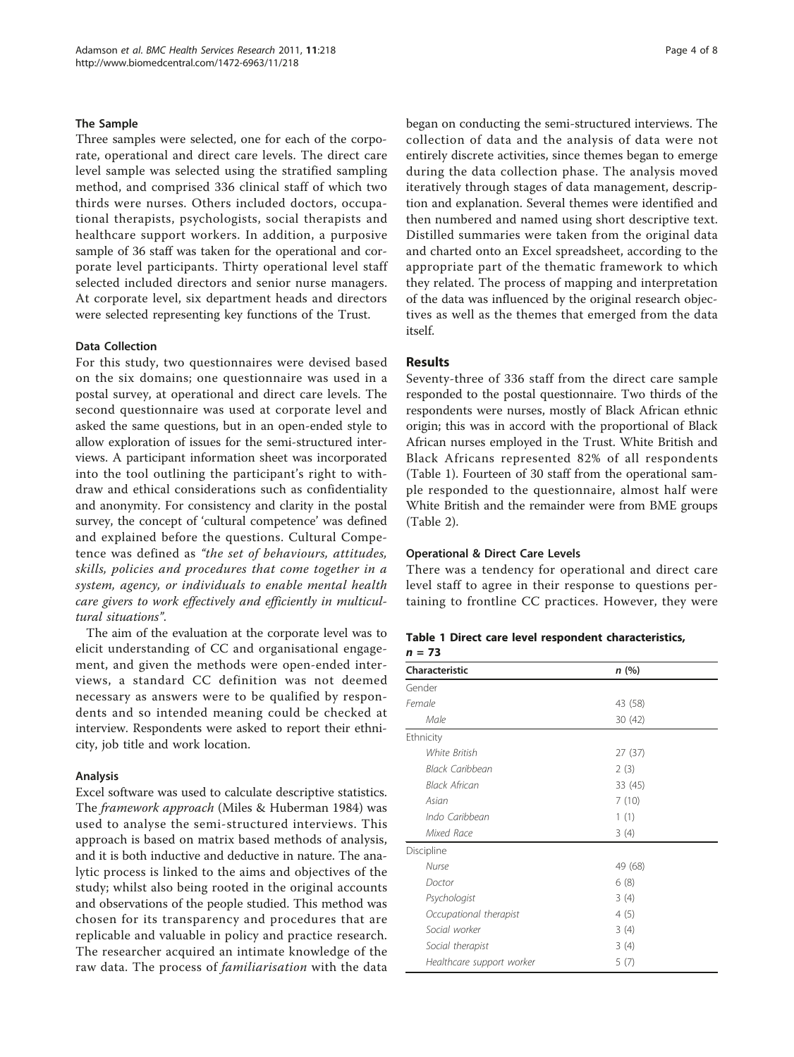### The Sample

Three samples were selected, one for each of the corporate, operational and direct care levels. The direct care level sample was selected using the stratified sampling method, and comprised 336 clinical staff of which two thirds were nurses. Others included doctors, occupational therapists, psychologists, social therapists and healthcare support workers. In addition, a purposive sample of 36 staff was taken for the operational and corporate level participants. Thirty operational level staff selected included directors and senior nurse managers. At corporate level, six department heads and directors were selected representing key functions of the Trust.

### Data Collection

For this study, two questionnaires were devised based on the six domains; one questionnaire was used in a postal survey, at operational and direct care levels. The second questionnaire was used at corporate level and asked the same questions, but in an open-ended style to allow exploration of issues for the semi-structured interviews. A participant information sheet was incorporated into the tool outlining the participant's right to withdraw and ethical considerations such as confidentiality and anonymity. For consistency and clarity in the postal survey, the concept of 'cultural competence' was defined and explained before the questions. Cultural Competence was defined as *"the set of behaviours, attitudes, skills, policies and procedures that come together in a system, agency, or individuals to enable mental health care givers to work effectively and efficiently in multicultural situations"*.

The aim of the evaluation at the corporate level was to elicit understanding of CC and organisational engagement, and given the methods were open-ended interviews, a standard CC definition was not deemed necessary as answers were to be qualified by respondents and so intended meaning could be checked at interview. Respondents were asked to report their ethnicity, job title and work location.

### Analysis

Excel software was used to calculate descriptive statistics. The *framework approach* (Miles & Huberman 1984) was used to analyse the semi-structured interviews. This approach is based on matrix based methods of analysis, and it is both inductive and deductive in nature. The analytic process is linked to the aims and objectives of the study; whilst also being rooted in the original accounts and observations of the people studied. This method was chosen for its transparency and procedures that are replicable and valuable in policy and practice research. The researcher acquired an intimate knowledge of the raw data. The process of *familiarisation* with the data began on conducting the semi-structured interviews. The collection of data and the analysis of data were not entirely discrete activities, since themes began to emerge during the data collection phase. The analysis moved iteratively through stages of data management, description and explanation. Several themes were identified and then numbered and named using short descriptive text. Distilled summaries were taken from the original data and charted onto an Excel spreadsheet, according to the appropriate part of the thematic framework to which they related. The process of mapping and interpretation of the data was influenced by the original research objectives as well as the themes that emerged from the data itself.

## Results

Seventy-three of 336 staff from the direct care sample responded to the postal questionnaire. Two thirds of the respondents were nurses, mostly of Black African ethnic origin; this was in accord with the proportional of Black African nurses employed in the Trust. White British and Black Africans represented 82% of all respondents (Table 1). Fourteen of 30 staff from the operational sample responded to the questionnaire, almost half were White British and the remainder were from BME groups (Table 2).

### Operational & Direct Care Levels

There was a tendency for operational and direct care level staff to agree in their response to questions pertaining to frontline CC practices. However, they were

**Table 1 Direct care level respondent characteristics, *n* = 73**

| Characteristic | *n* (%) |
|---|---|
| Gender | |
| *Female* | 43 (58) |
| *Male* | 30 (42) |
| Ethnicity | |
| *White British* | 27 (37) |
| *Black Caribbean* | 2 (3) |
| *Black African* | 33 (45) |
| *Asian* | 7 (10) |
| *Indo Caribbean* | 1 (1) |
| *Mixed Race* | 3 (4) |
| Discipline | |
| *Nurse* | 49 (68) |
| *Doctor* | 6 (8) |
| *Psychologist* | 3 (4) |
| *Occupational therapist* | 4 (5) |
| *Social worker* | 3 (4) |
| *Social therapist* | 3 (4) |
| *Healthcare support worker* | 5 (7) |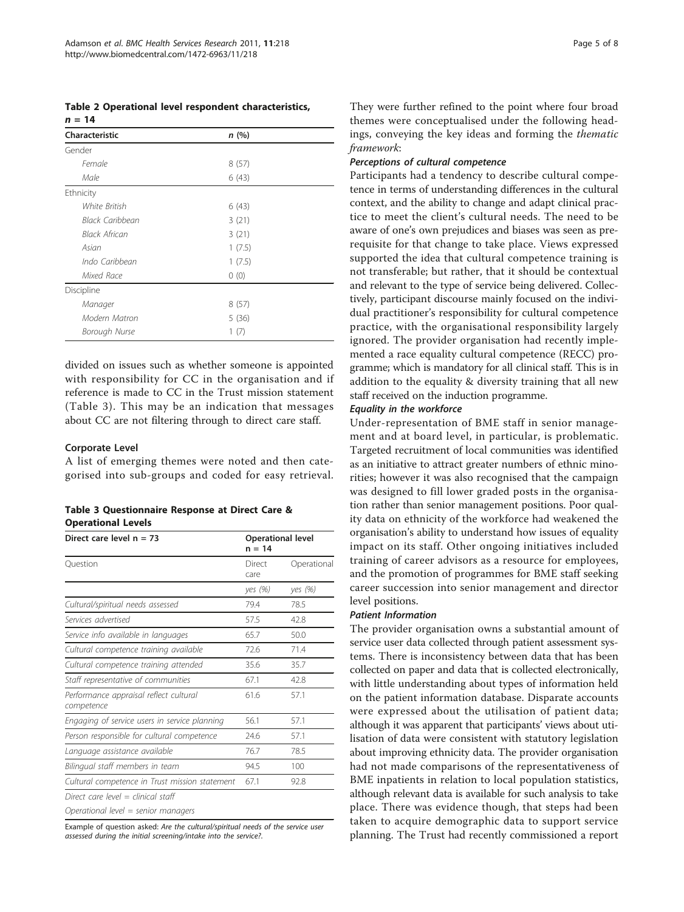**Table 2 Operational level respondent characteristics, *n* = 14**

| Characteristic | *n* (%) |
|---|---|
| Gender | |
| *Female* | 8 (57) |
| *Male* | 6 (43) |
| Ethnicity | |
| *White British* | 6 (43) |
| *Black Caribbean* | 3 (21) |
| *Black African* | 3 (21) |
| *Asian* | 1 (7.5) |
| *Indo Caribbean* | 1 (7.5) |
| *Mixed Race* | 0 (0) |
| Discipline | |
| *Manager* | 8 (57) |
| *Modern Matron* | 5 (36) |
| *Borough Nurse* | 1 (7) |

divided on issues such as whether someone is appointed with responsibility for CC in the organisation and if reference is made to CC in the Trust mission statement (Table 3). This may be an indication that messages about CC are not filtering through to direct care staff.

### Corporate Level

A list of emerging themes were noted and then categorised into sub-groups and coded for easy retrieval.

**Table 3 Questionnaire Response at Direct Care & Operational Levels**

| Direct care level n = 73 | Operational level n = 14 | |
|---|---|---|
| Question | Direct care | Operational |
| | *yes (%)* | *yes (%)* |
| *Cultural/spiritual needs assessed* | 79.4 | 78.5 |
| *Services advertised* | 57.5 | 42.8 |
| *Service info available in languages* | 65.7 | 50.0 |
| *Cultural competence training available* | 72.6 | 71.4 |
| *Cultural competence training attended* | 35.6 | 35.7 |
| *Staff representative of communities* | 67.1 | 42.8 |
| *Performance appraisal reflect cultural competence* | 61.6 | 57.1 |
| *Engaging of service users in service planning* | 56.1 | 57.1 |
| *Person responsible for cultural competence* | 24.6 | 57.1 |
| *Language assistance available* | 76.7 | 78.5 |
| *Bilingual staff members in team* | 94.5 | 100 |
| *Cultural competence in Trust mission statement* | 67.1 | 92.8 |

*Direct care level = clinical staff*

*Operational level = senior managers*

Example of question asked: *Are the cultural/spiritual needs of the service user assessed during the initial screening/intake into the service?*.

They were further refined to the point where four broad themes were conceptualised under the following headings, conveying the key ideas and forming the *thematic framework*:

#### *Perceptions of cultural competence*

Participants had a tendency to describe cultural competence in terms of understanding differences in the cultural context, and the ability to change and adapt clinical practice to meet the client's cultural needs. The need to be aware of one's own prejudices and biases was seen as prerequisite for that change to take place. Views expressed supported the idea that cultural competence training is not transferable; but rather, that it should be contextual and relevant to the type of service being delivered. Collectively, participant discourse mainly focused on the individual practitioner's responsibility for cultural competence practice, with the organisational responsibility largely ignored. The provider organisation had recently implemented a race equality cultural competence (RECC) programme; which is mandatory for all clinical staff. This is in addition to the equality & diversity training that all new staff received on the induction programme.

#### *Equality in the workforce*

Under-representation of BME staff in senior management and at board level, in particular, is problematic. Targeted recruitment of local communities was identified as an initiative to attract greater numbers of ethnic minorities; however it was also recognised that the campaign was designed to fill lower graded posts in the organisation rather than senior management positions. Poor quality data on ethnicity of the workforce had weakened the organisation's ability to understand how issues of equality impact on its staff. Other ongoing initiatives included training of career advisors as a resource for employees, and the promotion of programmes for BME staff seeking career succession into senior management and director level positions.

#### *Patient Information*

The provider organisation owns a substantial amount of service user data collected through patient assessment systems. There is inconsistency between data that has been collected on paper and data that is collected electronically, with little understanding about types of information held on the patient information database. Disparate accounts were expressed about the utilisation of patient data; although it was apparent that participants' views about utilisation of data were consistent with statutory legislation about improving ethnicity data. The provider organisation had not made comparisons of the representativeness of BME inpatients in relation to local population statistics, although relevant data is available for such analysis to take place. There was evidence though, that steps had been taken to acquire demographic data to support service planning. The Trust had recently commissioned a report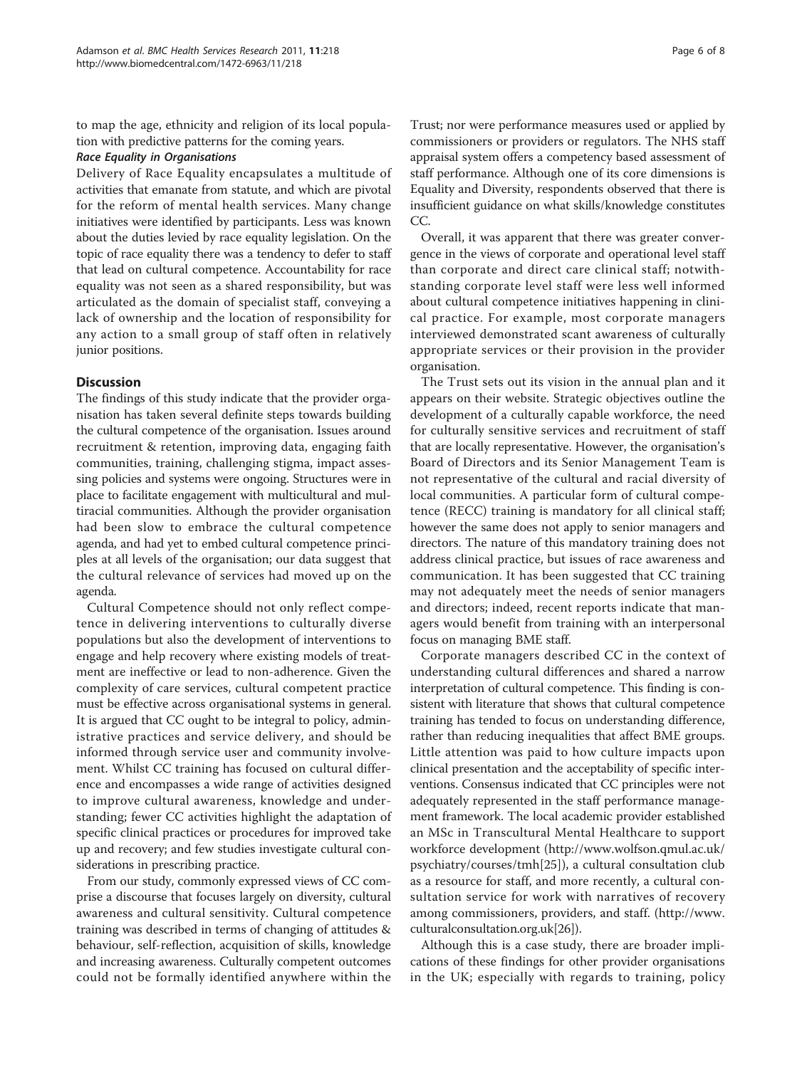to map the age, ethnicity and religion of its local population with predictive patterns for the coming years.

***Race Equality in Organisations***

Delivery of Race Equality encapsulates a multitude of activities that emanate from statute, and which are pivotal for the reform of mental health services. Many change initiatives were identified by participants. Less was known about the duties levied by race equality legislation. On the topic of race equality there was a tendency to defer to staff that lead on cultural competence. Accountability for race equality was not seen as a shared responsibility, but was articulated as the domain of specialist staff, conveying a lack of ownership and the location of responsibility for any action to a small group of staff often in relatively junior positions.

## Discussion

The findings of this study indicate that the provider organisation has taken several definite steps towards building the cultural competence of the organisation. Issues around recruitment & retention, improving data, engaging faith communities, training, challenging stigma, impact assessing policies and systems were ongoing. Structures were in place to facilitate engagement with multicultural and multiracial communities. Although the provider organisation had been slow to embrace the cultural competence agenda, and had yet to embed cultural competence principles at all levels of the organisation; our data suggest that the cultural relevance of services had moved up on the agenda.

Cultural Competence should not only reflect competence in delivering interventions to culturally diverse populations but also the development of interventions to engage and help recovery where existing models of treatment are ineffective or lead to non-adherence. Given the complexity of care services, cultural competent practice must be effective across organisational systems in general. It is argued that CC ought to be integral to policy, administrative practices and service delivery, and should be informed through service user and community involvement. Whilst CC training has focused on cultural difference and encompasses a wide range of activities designed to improve cultural awareness, knowledge and understanding; fewer CC activities highlight the adaptation of specific clinical practices or procedures for improved take up and recovery; and few studies investigate cultural considerations in prescribing practice.

From our study, commonly expressed views of CC comprise a discourse that focuses largely on diversity, cultural awareness and cultural sensitivity. Cultural competence training was described in terms of changing of attitudes & behaviour, self-reflection, acquisition of skills, knowledge and increasing awareness. Culturally competent outcomes could not be formally identified anywhere within the Trust; nor were performance measures used or applied by commissioners or providers or regulators. The NHS staff appraisal system offers a competency based assessment of staff performance. Although one of its core dimensions is Equality and Diversity, respondents observed that there is insufficient guidance on what skills/knowledge constitutes CC.

Overall, it was apparent that there was greater convergence in the views of corporate and operational level staff than corporate and direct care clinical staff; notwithstanding corporate level staff were less well informed about cultural competence initiatives happening in clinical practice. For example, most corporate managers interviewed demonstrated scant awareness of culturally appropriate services or their provision in the provider organisation.

The Trust sets out its vision in the annual plan and it appears on their website. Strategic objectives outline the development of a culturally capable workforce, the need for culturally sensitive services and recruitment of staff that are locally representative. However, the organisation's Board of Directors and its Senior Management Team is not representative of the cultural and racial diversity of local communities. A particular form of cultural competence (RECC) training is mandatory for all clinical staff; however the same does not apply to senior managers and directors. The nature of this mandatory training does not address clinical practice, but issues of race awareness and communication. It has been suggested that CC training may not adequately meet the needs of senior managers and directors; indeed, recent reports indicate that managers would benefit from training with an interpersonal focus on managing BME staff.

Corporate managers described CC in the context of understanding cultural differences and shared a narrow interpretation of cultural competence. This finding is consistent with literature that shows that cultural competence training has tended to focus on understanding difference, rather than reducing inequalities that affect BME groups. Little attention was paid to how culture impacts upon clinical presentation and the acceptability of specific interventions. Consensus indicated that CC principles were not adequately represented in the staff performance management framework. The local academic provider established an MSc in Transcultural Mental Healthcare to support workforce development (http://www.wolfson.qmul.ac.uk/psychiatry/courses/tmh[25]), a cultural consultation club as a resource for staff, and more recently, a cultural consultation service for work with narratives of recovery among commissioners, providers, and staff. (http://www.culturalconsultation.org.uk[26]).

Although this is a case study, there are broader implications of these findings for other provider organisations in the UK; especially with regards to training, policy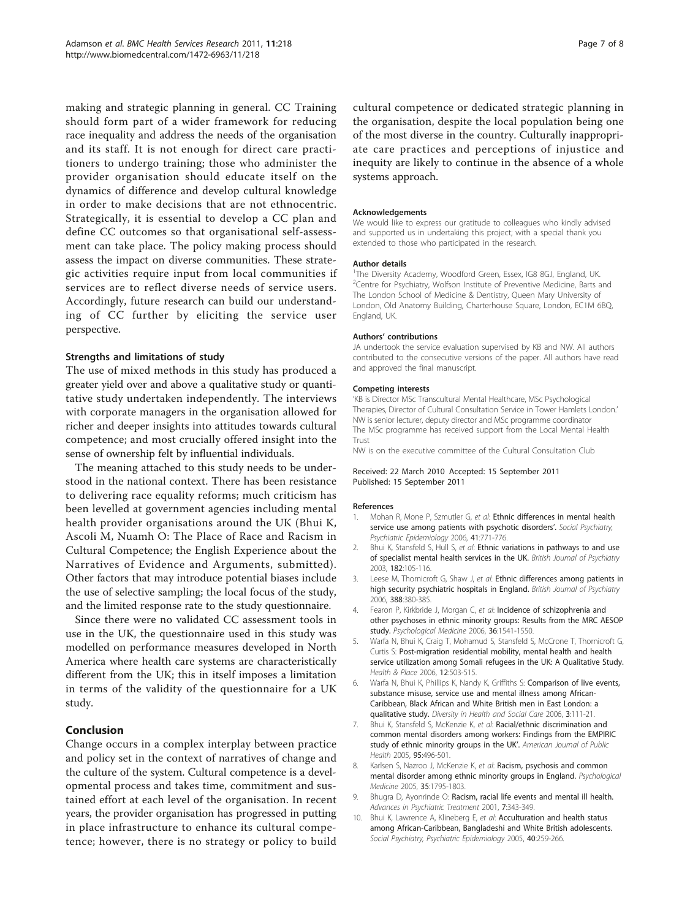making and strategic planning in general. CC Training should form part of a wider framework for reducing race inequality and address the needs of the organisation and its staff. It is not enough for direct care practitioners to undergo training; those who administer the provider organisation should educate itself on the dynamics of difference and develop cultural knowledge in order to make decisions that are not ethnocentric. Strategically, it is essential to develop a CC plan and define CC outcomes so that organisational self-assessment can take place. The policy making process should assess the impact on diverse communities. These strategic activities require input from local communities if services are to reflect diverse needs of service users. Accordingly, future research can build our understanding of CC further by eliciting the service user perspective.

### Strengths and limitations of study

The use of mixed methods in this study has produced a greater yield over and above a qualitative study or quantitative study undertaken independently. The interviews with corporate managers in the organisation allowed for richer and deeper insights into attitudes towards cultural competence; and most crucially offered insight into the sense of ownership felt by influential individuals.

The meaning attached to this study needs to be understood in the national context. There has been resistance to delivering race equality reforms; much criticism has been levelled at government agencies including mental health provider organisations around the UK (Bhui K, Ascoli M, Nuamh O: The Place of Race and Racism in Cultural Competence; the English Experience about the Narratives of Evidence and Arguments, submitted). Other factors that may introduce potential biases include the use of selective sampling; the local focus of the study, and the limited response rate to the study questionnaire.

Since there were no validated CC assessment tools in use in the UK, the questionnaire used in this study was modelled on performance measures developed in North America where health care systems are characteristically different from the UK; this in itself imposes a limitation in terms of the validity of the questionnaire for a UK study.

## Conclusion

Change occurs in a complex interplay between practice and policy set in the context of narratives of change and the culture of the system. Cultural competence is a developmental process and takes time, commitment and sustained effort at each level of the organisation. In recent years, the provider organisation has progressed in putting in place infrastructure to enhance its cultural competence; however, there is no strategy or policy to build cultural competence or dedicated strategic planning in the organisation, despite the local population being one of the most diverse in the country. Culturally inappropriate care practices and perceptions of injustice and inequity are likely to continue in the absence of a whole systems approach.

#### Acknowledgements

We would like to express our gratitude to colleagues who kindly advised and supported us in undertaking this project; with a special thank you extended to those who participated in the research.

#### Author details

[1]The Diversity Academy, Woodford Green, Essex, IG8 8GJ, England, UK. [2]Centre for Psychiatry, Wolfson Institute of Preventive Medicine, Barts and The London School of Medicine & Dentistry, Queen Mary University of London, Old Anatomy Building, Charterhouse Square, London, EC1M 6BQ, England, UK.

#### Authors' contributions

JA undertook the service evaluation supervised by KB and NW. All authors contributed to the consecutive versions of the paper. All authors have read and approved the final manuscript.

#### Competing interests

'KB is Director MSc Transcultural Mental Healthcare, MSc Psychological Therapies, Director of Cultural Consultation Service in Tower Hamlets London.'
NW is senior lecturer, deputy director and MSc programme coordinator
The MSc programme has received support from the Local Mental Health Trust
NW is on the executive committee of the Cultural Consultation Club

Received: 22 March 2010 Accepted: 15 September 2011
Published: 15 September 2011

#### References

1. Mohan R, Mone P, Szmutler G, *et al*: **Ethnic differences in mental health service use among patients with psychotic disorders'.** *Social Psychiatry, Psychiatric Epidemiology* 2006, **41**:771-776.
2. Bhui K, Stansfeld S, Hull S, *et al*: **Ethnic variations in pathways to and use of specialist mental health services in the UK.** *British Journal of Psychiatry* 2003, **182**:105-116.
3. Leese M, Thornicroft G, Shaw J, *et al*: **Ethnic differences among patients in high security psychiatric hospitals in England.** *British Journal of Psychiatry* 2006, **388**:380-385.
4. Fearon P, Kirkbride J, Morgan C, *et al*: **Incidence of schizophrenia and other psychoses in ethnic minority groups: Results from the MRC AESOP study.** *Psychological Medicine* 2006, **36**:1541-1550.
5. Warfa N, Bhui K, Craig T, Mohamud S, Stansfeld S, McCrone T, Thornicroft G, Curtis S: **Post-migration residential mobility, mental health and health service utilization among Somali refugees in the UK: A Qualitative Study.** *Health & Place* 2006, **12**:503-515.
6. Warfa N, Bhui K, Phillips K, Nandy K, Griffiths S: **Comparison of live events, substance misuse, service use and mental illness among African-Caribbean, Black African and White British men in East London: a qualitative study.** *Diversity in Health and Social Care* 2006, **3**:111-21.
7. Bhui K, Stansfeld S, McKenzie K, *et al*: **Racial/ethnic discrimination and common mental disorders among workers: Findings from the EMPIRIC study of ethnic minority groups in the UK'.** *American Journal of Public Health* 2005, **95**:496-501.
8. Karlsen S, Nazroo J, McKenzie K, *et al*: **Racism, psychosis and common mental disorder among ethnic minority groups in England.** *Psychological Medicine* 2005, **35**:1795-1803.
9. Bhugra D, Ayonrinde O: **Racism, racial life events and mental ill health.** *Advances in Psychiatric Treatment* 2001, **7**:343-349.
10. Bhui K, Lawrence A, Klineberg E, *et al*: **Acculturation and health status among African-Caribbean, Bangladeshi and White British adolescents.** *Social Psychiatry, Psychiatric Epidemiology* 2005, **40**:259-266.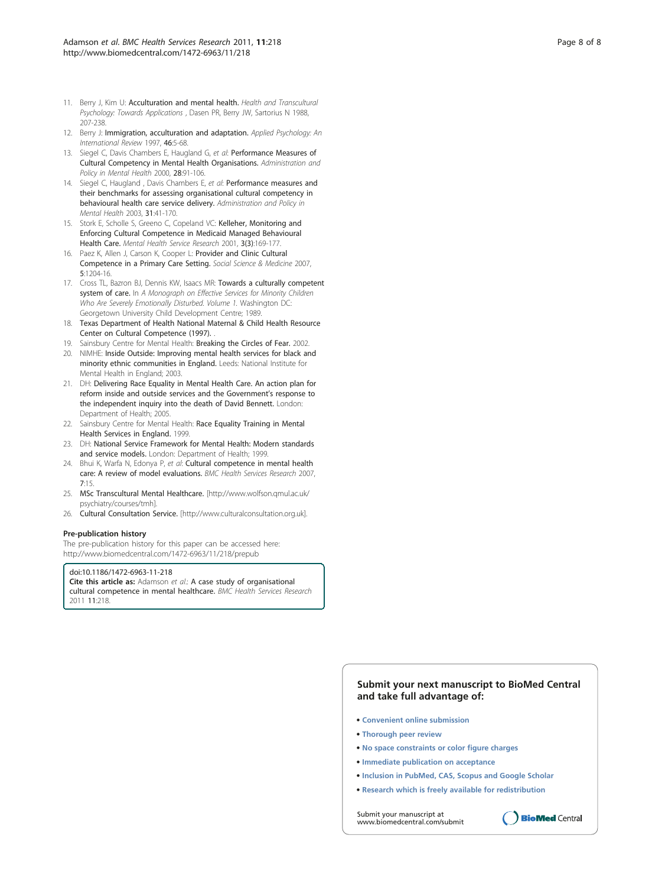11. Berry J, Kim U: **Acculturation and mental health.** *Health and Transcultural Psychology: Towards Applications* , Dasen PR, Berry JW, Sartorius N 1988, 207-238.
12. Berry J: **Immigration, acculturation and adaptation.** *Applied Psychology: An International Review* 1997, **46**:5-68.
13. Siegel C, Davis Chambers E, Haugland G, *et al*: **Performance Measures of Cultural Competency in Mental Health Organisations.** *Administration and Policy in Mental Health* 2000, **28**:91-106.
14. Siegel C, Haugland , Davis Chambers E, *et al*: **Performance measures and their benchmarks for assessing organisational cultural competency in behavioural health care service delivery.** *Administration and Policy in Mental Health* 2003, **31**:41-170.
15. Stork E, Scholle S, Greeno C, Copeland VC: **Kelleher, Monitoring and Enforcing Cultural Competence in Medicaid Managed Behavioural Health Care.** *Mental Health Service Research* 2001, **3(3)**:169-177.
16. Paez K, Allen J, Carson K, Cooper L: **Provider and Clinic Cultural Competence in a Primary Care Setting.** *Social Science & Medicine* 2007, **5**:1204-16.
17. Cross TL, Bazron BJ, Dennis KW, Isaacs MR: **Towards a culturally competent system of care.** In *A Monograph on Effective Services for Minority Children Who Are Severely Emotionally Disturbed. Volume 1.* Washington DC: Georgetown University Child Development Centre; 1989.
18. **Texas Department of Health National Maternal & Child Health Resource Center on Cultural Competence (1997).** .
19. Sainsbury Centre for Mental Health: **Breaking the Circles of Fear.** 2002.
20. NIMHE: **Inside Outside: Improving mental health services for black and minority ethnic communities in England.** Leeds: National Institute for Mental Health in England; 2003.
21. DH: **Delivering Race Equality in Mental Health Care. An action plan for reform inside and outside services and the Government's response to the independent inquiry into the death of David Bennett.** London: Department of Health; 2005.
22. Sainsbury Centre for Mental Health: **Race Equality Training in Mental Health Services in England.** 1999.
23. DH: **National Service Framework for Mental Health: Modern standards and service models.** London: Department of Health; 1999.
24. Bhui K, Warfa N, Edonya P, *et al*: **Cultural competence in mental health care: A review of model evaluations.** *BMC Health Services Research* 2007, **7**:15.
25. **MSc Transcultural Mental Healthcare.** [http://www.wolfson.qmul.ac.uk/psychiatry/courses/tmh].
26. **Cultural Consultation Service.** [http://www.culturalconsultation.org.uk].

### Pre-publication history

The pre-publication history for this paper can be accessed here:
http://www.biomedcentral.com/1472-6963/11/218/prepub

doi:10.1186/1472-6963-11-218
**Cite this article as:** Adamson *et al.*: A case study of organisational cultural competence in mental healthcare. *BMC Health Services Research* 2011 **11**:218.

**Submit your next manuscript to BioMed Central and take full advantage of:**

- Convenient online submission
- Thorough peer review
- No space constraints or color figure charges
- Immediate publication on acceptance
- Inclusion in PubMed, CAS, Scopus and Google Scholar
- Research which is freely available for redistribution

Submit your manuscript at
www.biomedcentral.com/submit

BioMed Central